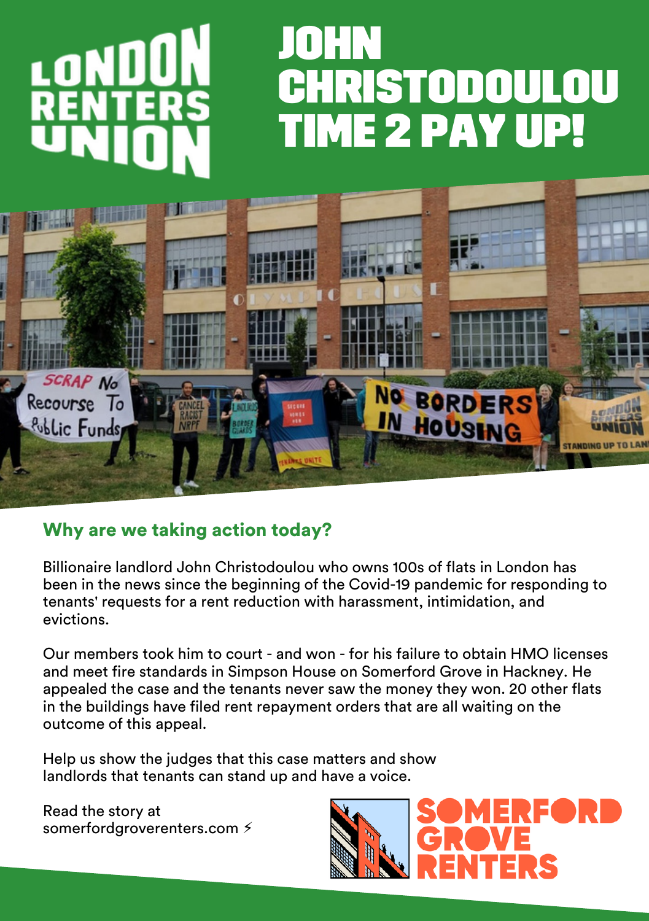LONDON RENTERS UNION

# JOHN CHRISTODOULOU TIME 2 PAY UP!

## Why are we taking action today?

Billionaire landlord John Christodoulou who owns 100s of flats in London has been in the news since the beginning of the Covid-19 pandemic for responding to tenants' requests for a rent reduction with harassment, intimidation, and evictions.

Our members took him to court - and won - for his failure to obtain HMO licenses and meet fire standards in Simpson House on Somerford Grove in Hackney. He appealed the case and the tenants never saw the money they won. 20 other flats in the buildings have filed rent repayment orders that are all waiting on the outcome of this appeal.

Help us show the judges that this case matters and show landlords that tenants can stand up and have a voice.

Read the story at somerfordgroverenters.com ⚡

SOMERFORD GROVE RENTERS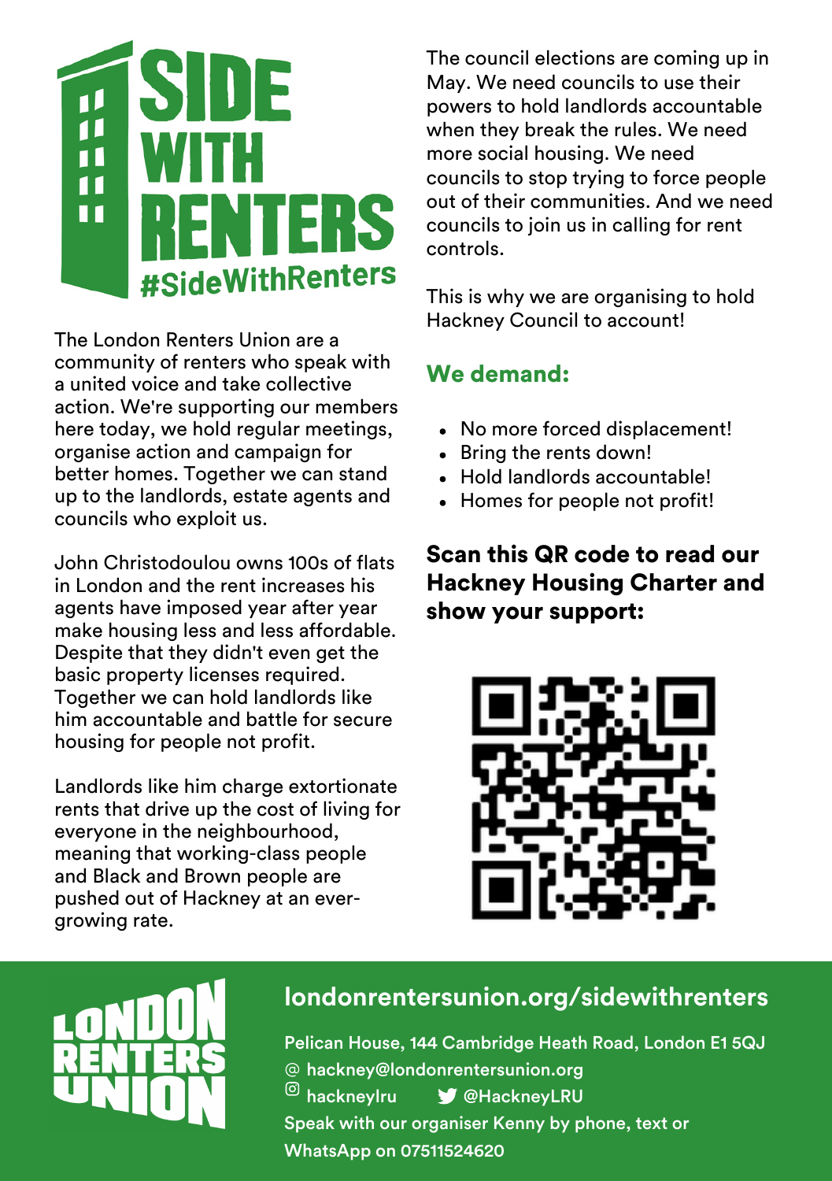# SIDE WITH RENTERS

#SideWithRenters

The London Renters Union are a community of renters who speak with a united voice and take collective action. We're supporting our members here today, we hold regular meetings, organise action and campaign for better homes. Together we can stand up to the landlords, estate agents and councils who exploit us.

John Christodoulou owns 100s of flats in London and the rent increases his agents have imposed year after year make housing less and less affordable. Despite that they didn't even get the basic property licenses required. Together we can hold landlords like him accountable and battle for secure housing for people not profit.

Landlords like him charge extortionate rents that drive up the cost of living for everyone in the neighbourhood, meaning that working-class people and Black and Brown people are pushed out of Hackney at an ever-growing rate.

The council elections are coming up in May. We need councils to use their powers to hold landlords accountable when they break the rules. We need more social housing. We need councils to stop trying to force people out of their communities. And we need councils to join us in calling for rent controls.

This is why we are organising to hold Hackney Council to account!

## We demand:

- No more forced displacement!
- Bring the rents down!
- Hold landlords accountable!
- Homes for people not profit!

**Scan this QR code to read our Hackney Housing Charter and show your support:**

LONDON RENTERS UNION

**londonrentersunion.org/sidewithrenters**

Pelican House, 144 Cambridge Heath Road, London E1 5QJ

@ hackney@londonrentersunion.org

hackneylru @HackneyLRU

Speak with our organiser Kenny by phone, text or WhatsApp on 07511524620